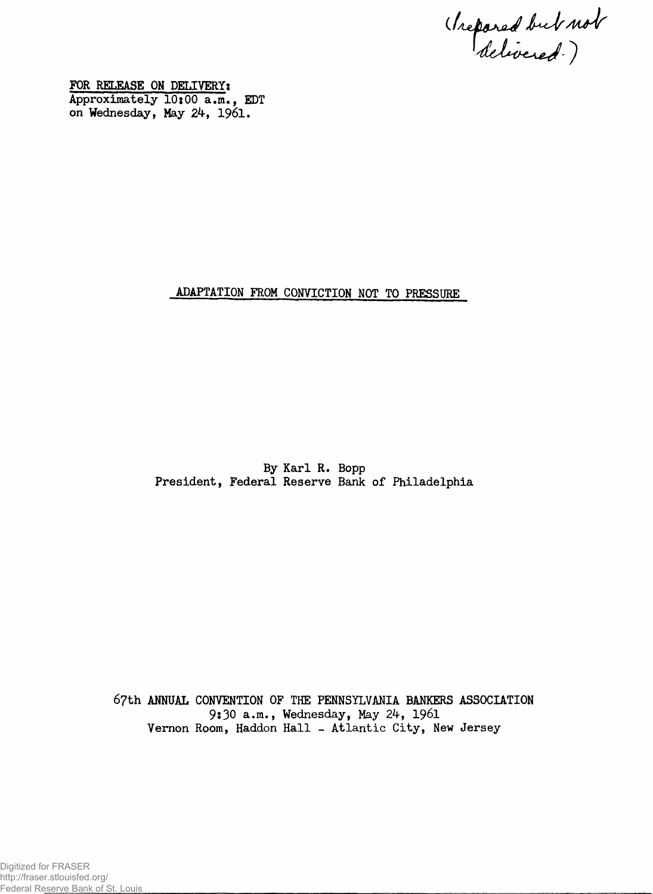(Prepared but not delivered.)

**FOR RELEASE ON DELIVERY:**
Approximately 10:00 a.m., EDT
on Wednesday, May 24, 1961.

# ADAPTATION FROM CONVICTION NOT TO PRESSURE

By Karl R. Bopp
President, Federal Reserve Bank of Philadelphia

67th ANNUAL CONVENTION OF THE PENNSYLVANIA BANKERS ASSOCIATION
9:30 a.m., Wednesday, May 24, 1961
Vernon Room, Haddon Hall - Atlantic City, New Jersey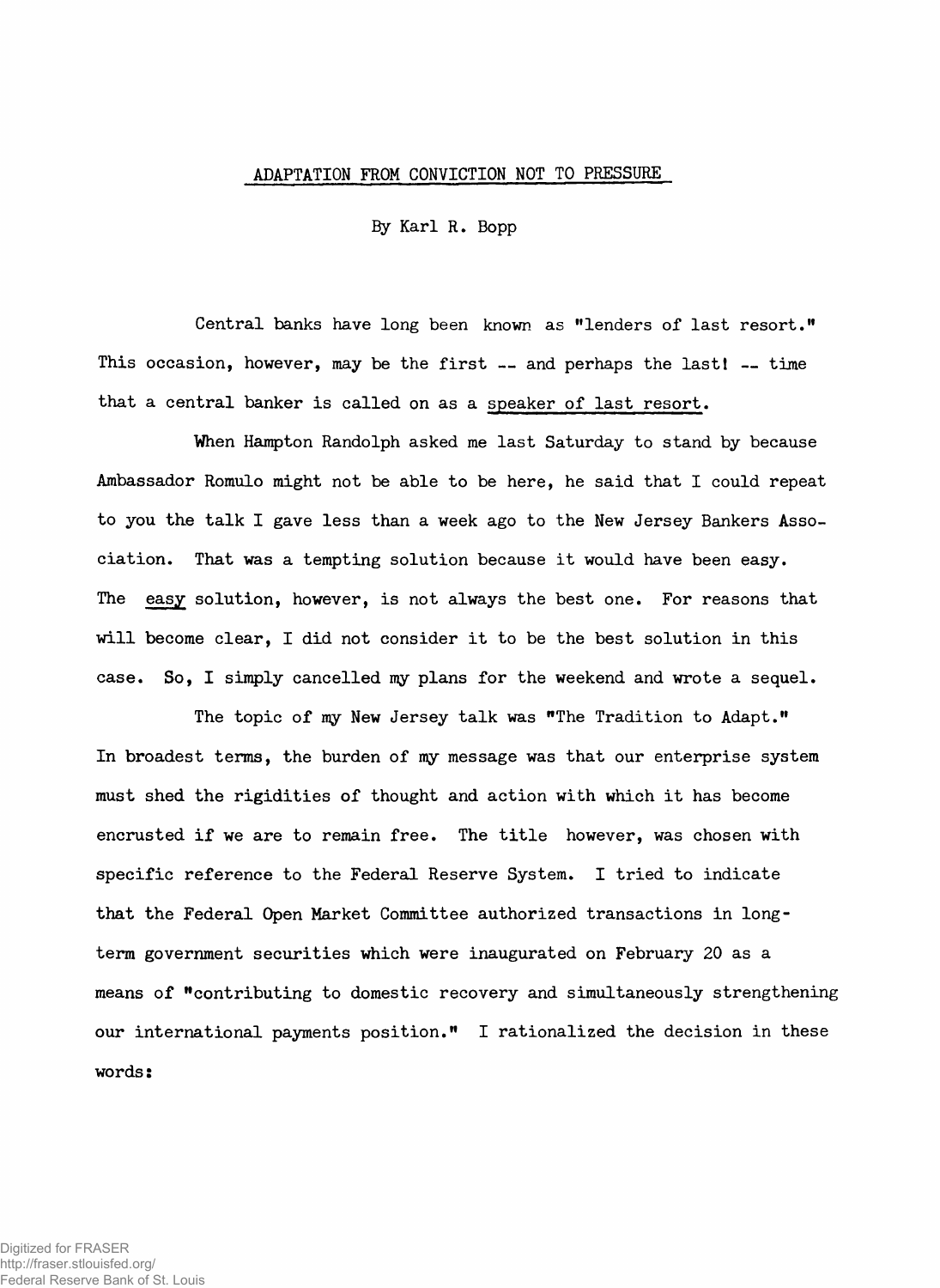ADAPTATION FROM CONVICTION NOT TO PRESSURE

By Karl R. Bopp

Central banks have long been known as "lenders of last resort." This occasion, however, may be the first -- and perhaps the last! -- time that a central banker is called on as a speaker of last resort.

When Hampton Randolph asked me last Saturday to stand by because Ambassador Romulo might not be able to be here, he said that I could repeat to you the talk I gave less than a week ago to the New Jersey Bankers Association. That was a tempting solution because it would have been easy. The *easy* solution, however, is not always the best one. For reasons that will become clear, I did not consider it to be the best solution in this case. So, I simply cancelled my plans for the weekend and wrote a sequel.

The topic of my New Jersey talk was "The Tradition to Adapt." In broadest terms, the burden of my message was that our enterprise system must shed the rigidities of thought and action with which it has become encrusted if we are to remain free. The title however, was chosen with specific reference to the Federal Reserve System. I tried to indicate that the Federal Open Market Committee authorized transactions in long-term government securities which were inaugurated on February 20 as a means of "contributing to domestic recovery and simultaneously strengthening our international payments position." I rationalized the decision in these words: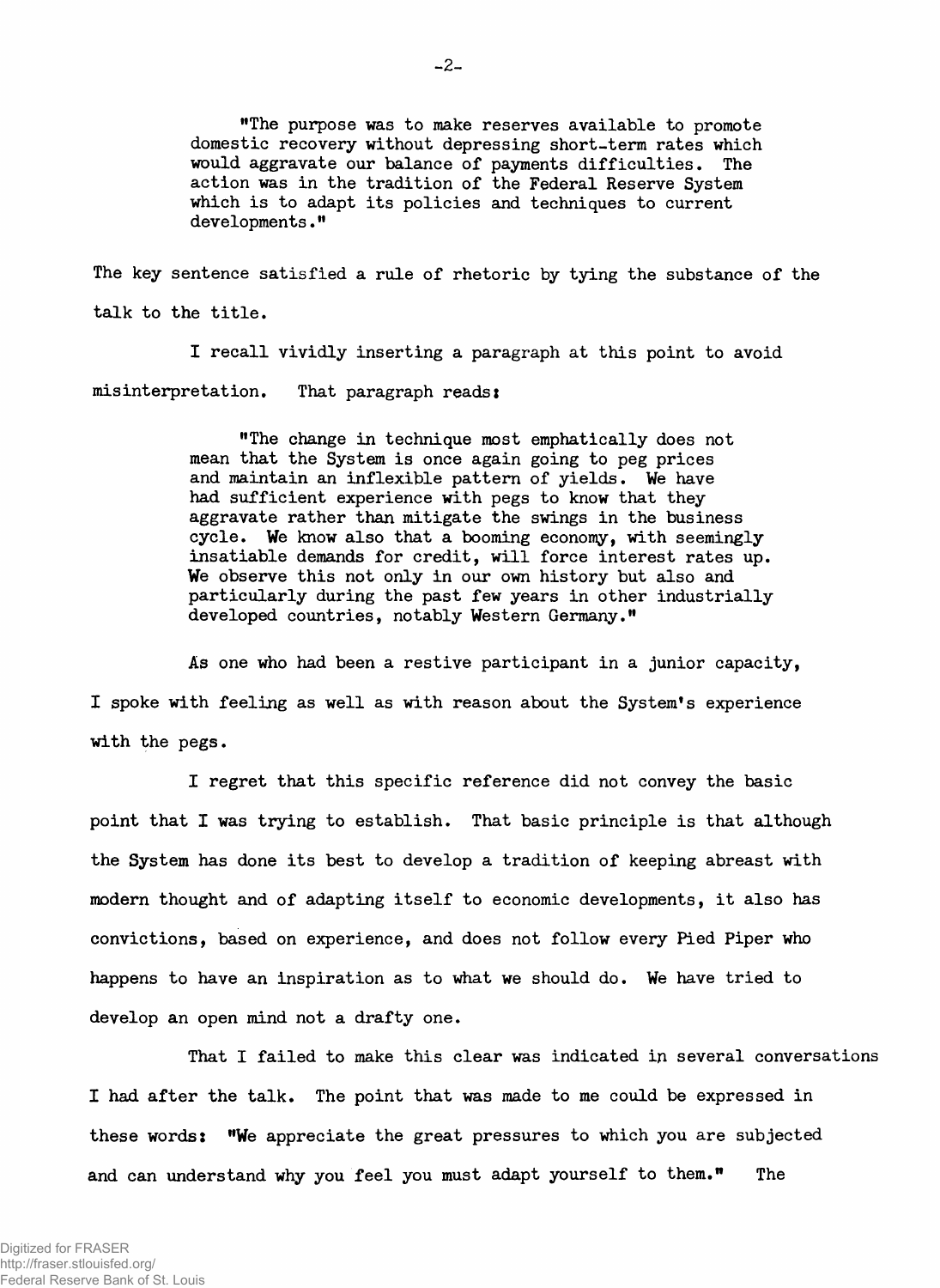> "The purpose was to make reserves available to promote domestic recovery without depressing short-term rates which would aggravate our balance of payments difficulties. The action was in the tradition of the Federal Reserve System which is to adapt its policies and techniques to current developments."

The key sentence satisfied a rule of rhetoric by tying the substance of the talk to the title.

I recall vividly inserting a paragraph at this point to avoid misinterpretation. That paragraph reads:

> "The change in technique most emphatically does not mean that the System is once again going to peg prices and maintain an inflexible pattern of yields. We have had sufficient experience with pegs to know that they aggravate rather than mitigate the swings in the business cycle. We know also that a booming economy, with seemingly insatiable demands for credit, will force interest rates up. We observe this not only in our own history but also and particularly during the past few years in other industrially developed countries, notably Western Germany."

As one who had been a restive participant in a junior capacity, I spoke with feeling as well as with reason about the System's experience with the pegs.

I regret that this specific reference did not convey the basic point that I was trying to establish. That basic principle is that although the System has done its best to develop a tradition of keeping abreast with modern thought and of adapting itself to economic developments, it also has convictions, based on experience, and does not follow every Pied Piper who happens to have an inspiration as to what we should do. We have tried to develop an open mind not a drafty one.

That I failed to make this clear was indicated in several conversations I had after the talk. The point that was made to me could be expressed in these words: "We appreciate the great pressures to which you are subjected and can understand why you feel you must adapt yourself to them." The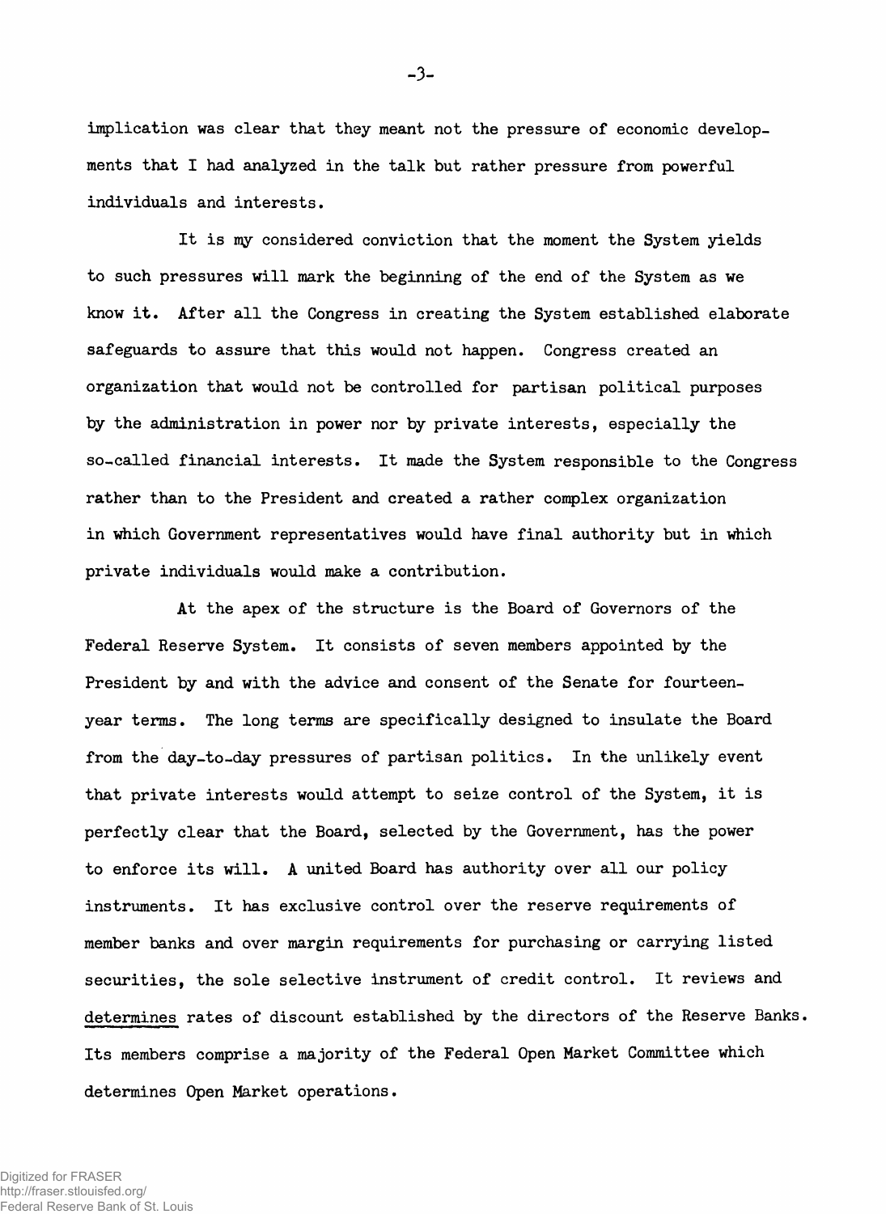implication was clear that they meant not the pressure of economic developments that I had analyzed in the talk but rather pressure from powerful individuals and interests.

It is my considered conviction that the moment the System yields to such pressures will mark the beginning of the end of the System as we know it. After all the Congress in creating the System established elaborate safeguards to assure that this would not happen. Congress created an organization that would not be controlled for partisan political purposes by the administration in power nor by private interests, especially the so-called financial interests. It made the System responsible to the Congress rather than to the President and created a rather complex organization in which Government representatives would have final authority but in which private individuals would make a contribution.

At the apex of the structure is the Board of Governors of the Federal Reserve System. It consists of seven members appointed by the President by and with the advice and consent of the Senate for fourteen-year terms. The long terms are specifically designed to insulate the Board from the day-to-day pressures of partisan politics. In the unlikely event that private interests would attempt to seize control of the System, it is perfectly clear that the Board, selected by the Government, has the power to enforce its will. A united Board has authority over all our policy instruments. It has exclusive control over the reserve requirements of member banks and over margin requirements for purchasing or carrying listed securities, the sole selective instrument of credit control. It reviews and <u>determines</u> rates of discount established by the directors of the Reserve Banks. Its members comprise a majority of the Federal Open Market Committee which determines Open Market operations.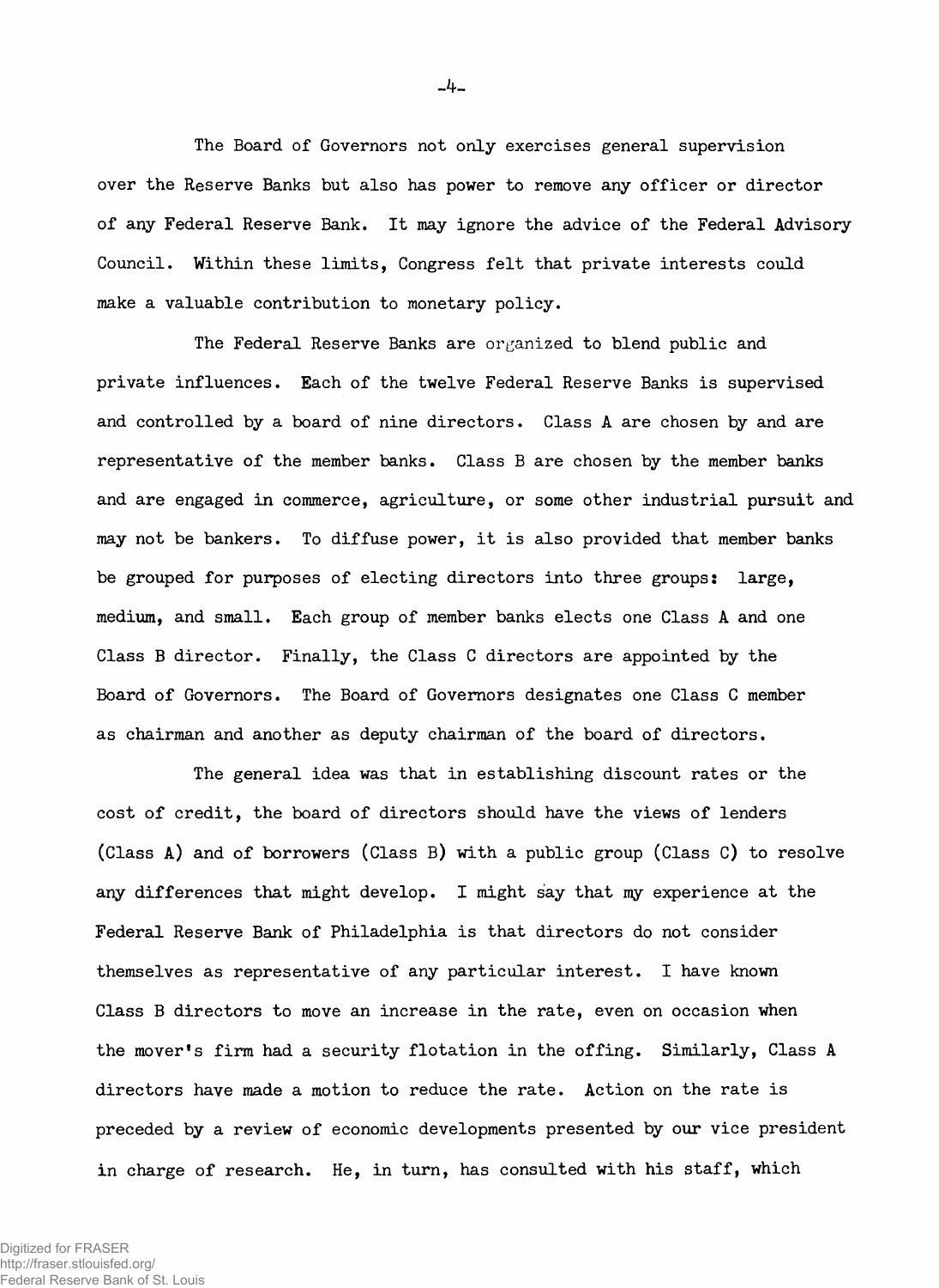The Board of Governors not only exercises general supervision over the Reserve Banks but also has power to remove any officer or director of any Federal Reserve Bank. It may ignore the advice of the Federal Advisory Council. Within these limits, Congress felt that private interests could make a valuable contribution to monetary policy.

The Federal Reserve Banks are organized to blend public and private influences. Each of the twelve Federal Reserve Banks is supervised and controlled by a board of nine directors. Class A are chosen by and are representative of the member banks. Class B are chosen by the member banks and are engaged in commerce, agriculture, or some other industrial pursuit and may not be bankers. To diffuse power, it is also provided that member banks be grouped for purposes of electing directors into three groups: large, medium, and small. Each group of member banks elects one Class A and one Class B director. Finally, the Class C directors are appointed by the Board of Governors. The Board of Governors designates one Class C member as chairman and another as deputy chairman of the board of directors.

The general idea was that in establishing discount rates or the cost of credit, the board of directors should have the views of lenders (Class A) and of borrowers (Class B) with a public group (Class C) to resolve any differences that might develop. I might say that my experience at the Federal Reserve Bank of Philadelphia is that directors do not consider themselves as representative of any particular interest. I have known Class B directors to move an increase in the rate, even on occasion when the mover's firm had a security flotation in the offing. Similarly, Class A directors have made a motion to reduce the rate. Action on the rate is preceded by a review of economic developments presented by our vice president in charge of research. He, in turn, has consulted with his staff, which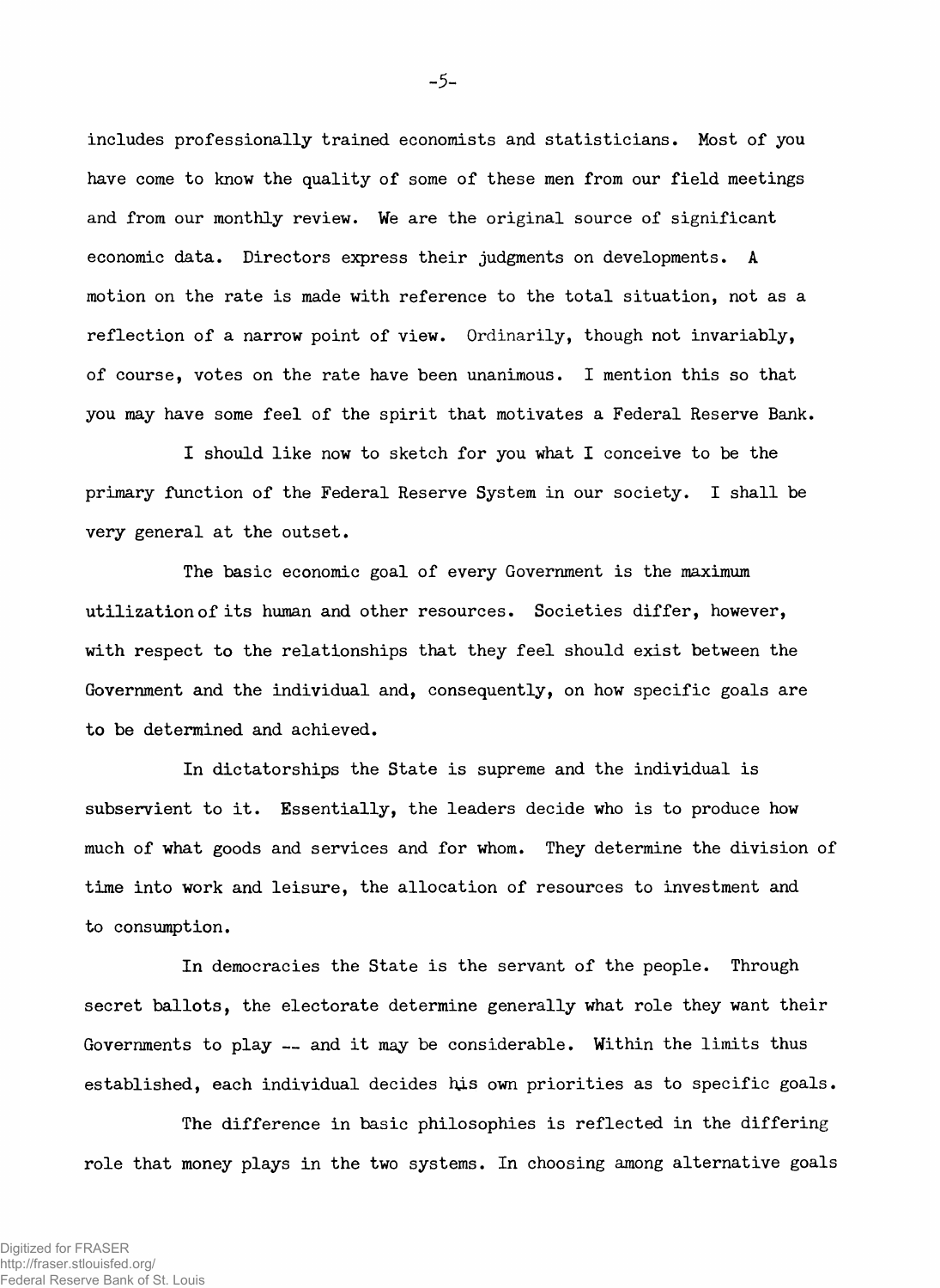includes professionally trained economists and statisticians. Most of you have come to know the quality of some of these men from our field meetings and from our monthly review. We are the original source of significant economic data. Directors express their judgments on developments. A motion on the rate is made with reference to the total situation, not as a reflection of a narrow point of view. Ordinarily, though not invariably, of course, votes on the rate have been unanimous. I mention this so that you may have some feel of the spirit that motivates a Federal Reserve Bank.

I should like now to sketch for you what I conceive to be the primary function of the Federal Reserve System in our society. I shall be very general at the outset.

The basic economic goal of every Government is the maximum utilization of its human and other resources. Societies differ, however, with respect to the relationships that they feel should exist between the Government and the individual and, consequently, on how specific goals are to be determined and achieved.

In dictatorships the State is supreme and the individual is subservient to it. Essentially, the leaders decide who is to produce how much of what goods and services and for whom. They determine the division of time into work and leisure, the allocation of resources to investment and to consumption.

In democracies the State is the servant of the people. Through secret ballots, the electorate determine generally what role they want their Governments to play -- and it may be considerable. Within the limits thus established, each individual decides his own priorities as to specific goals.

The difference in basic philosophies is reflected in the differing role that money plays in the two systems. In choosing among alternative goals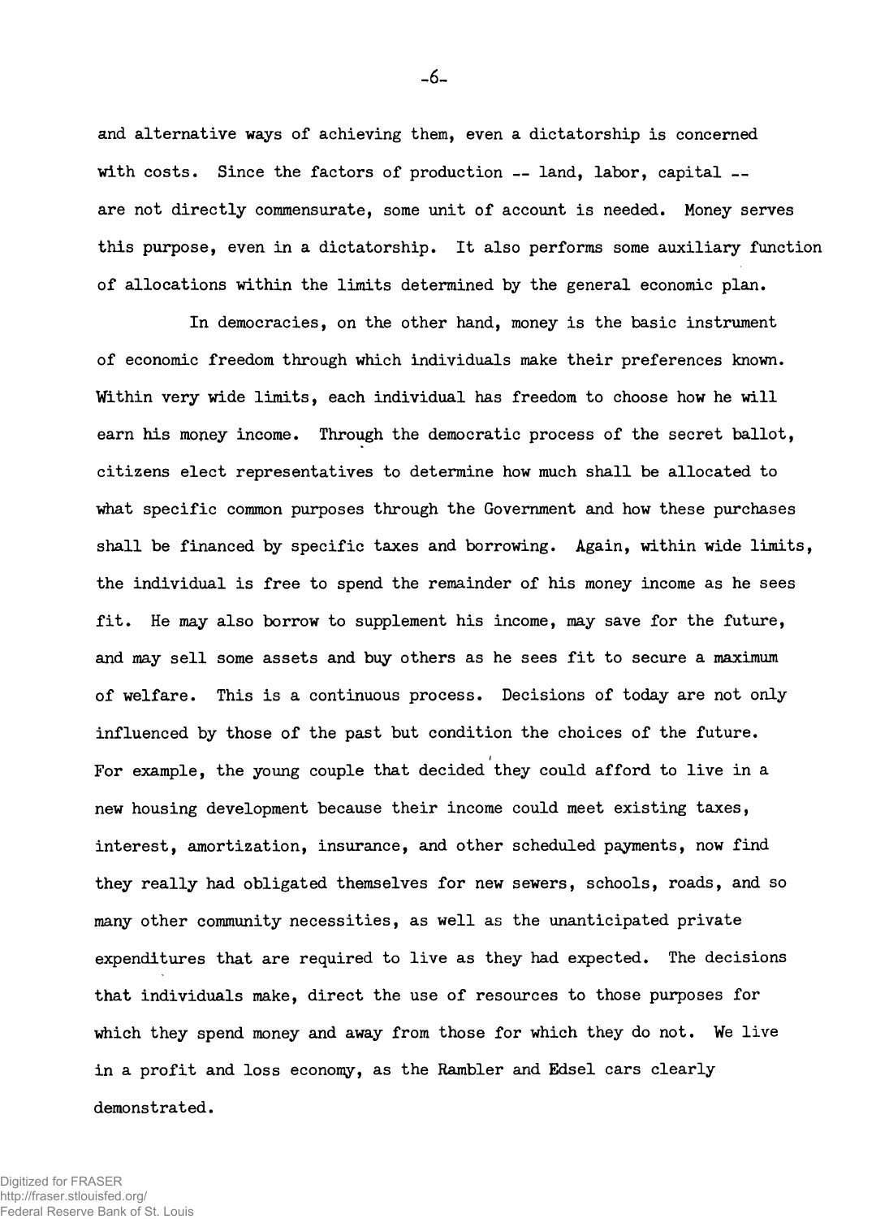and alternative ways of achieving them, even a dictatorship is concerned with costs. Since the factors of production -- land, labor, capital -- are not directly commensurate, some unit of account is needed. Money serves this purpose, even in a dictatorship. It also performs some auxiliary function of allocations within the limits determined by the general economic plan.

In democracies, on the other hand, money is the basic instrument of economic freedom through which individuals make their preferences known. Within very wide limits, each individual has freedom to choose how he will earn his money income. Through the democratic process of the secret ballot, citizens elect representatives to determine how much shall be allocated to what specific common purposes through the Government and how these purchases shall be financed by specific taxes and borrowing. Again, within wide limits, the individual is free to spend the remainder of his money income as he sees fit. He may also borrow to supplement his income, may save for the future, and may sell some assets and buy others as he sees fit to secure a maximum of welfare. This is a continuous process. Decisions of today are not only influenced by those of the past but condition the choices of the future. For example, the young couple that decided they could afford to live in a new housing development because their income could meet existing taxes, interest, amortization, insurance, and other scheduled payments, now find they really had obligated themselves for new sewers, schools, roads, and so many other community necessities, as well as the unanticipated private expenditures that are required to live as they had expected. The decisions that individuals make, direct the use of resources to those purposes for which they spend money and away from those for which they do not. We live in a profit and loss economy, as the Rambler and Edsel cars clearly demonstrated.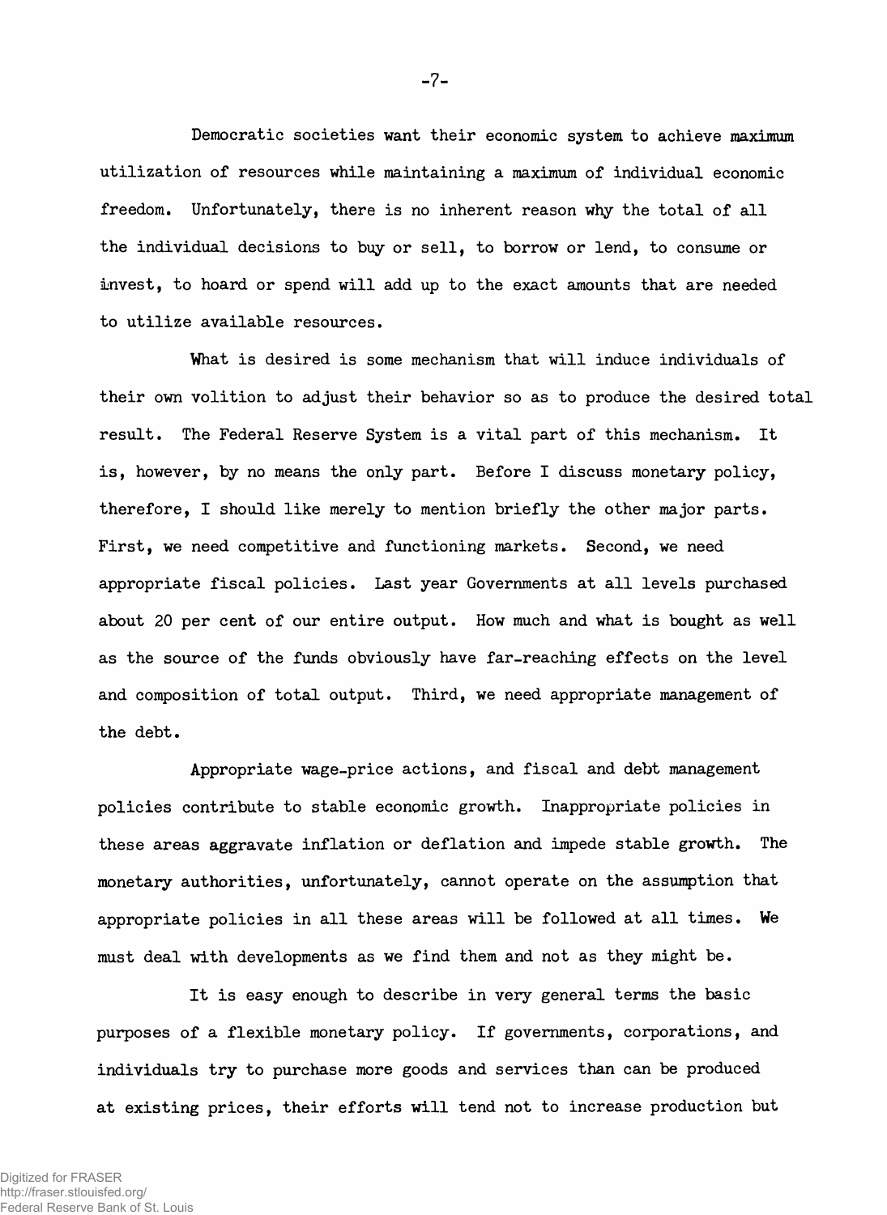Democratic societies want their economic system to achieve maximum utilization of resources while maintaining a maximum of individual economic freedom. Unfortunately, there is no inherent reason why the total of all the individual decisions to buy or sell, to borrow or lend, to consume or invest, to hoard or spend will add up to the exact amounts that are needed to utilize available resources.

What is desired is some mechanism that will induce individuals of their own volition to adjust their behavior so as to produce the desired total result. The Federal Reserve System is a vital part of this mechanism. It is, however, by no means the only part. Before I discuss monetary policy, therefore, I should like merely to mention briefly the other major parts. First, we need competitive and functioning markets. Second, we need appropriate fiscal policies. Last year Governments at all levels purchased about 20 per cent of our entire output. How much and what is bought as well as the source of the funds obviously have far-reaching effects on the level and composition of total output. Third, we need appropriate management of the debt.

Appropriate wage-price actions, and fiscal and debt management policies contribute to stable economic growth. Inappropriate policies in these areas aggravate inflation or deflation and impede stable growth. The monetary authorities, unfortunately, cannot operate on the assumption that appropriate policies in all these areas will be followed at all times. We must deal with developments as we find them and not as they might be.

It is easy enough to describe in very general terms the basic purposes of a flexible monetary policy. If governments, corporations, and individuals try to purchase more goods and services than can be produced at existing prices, their efforts will tend not to increase production but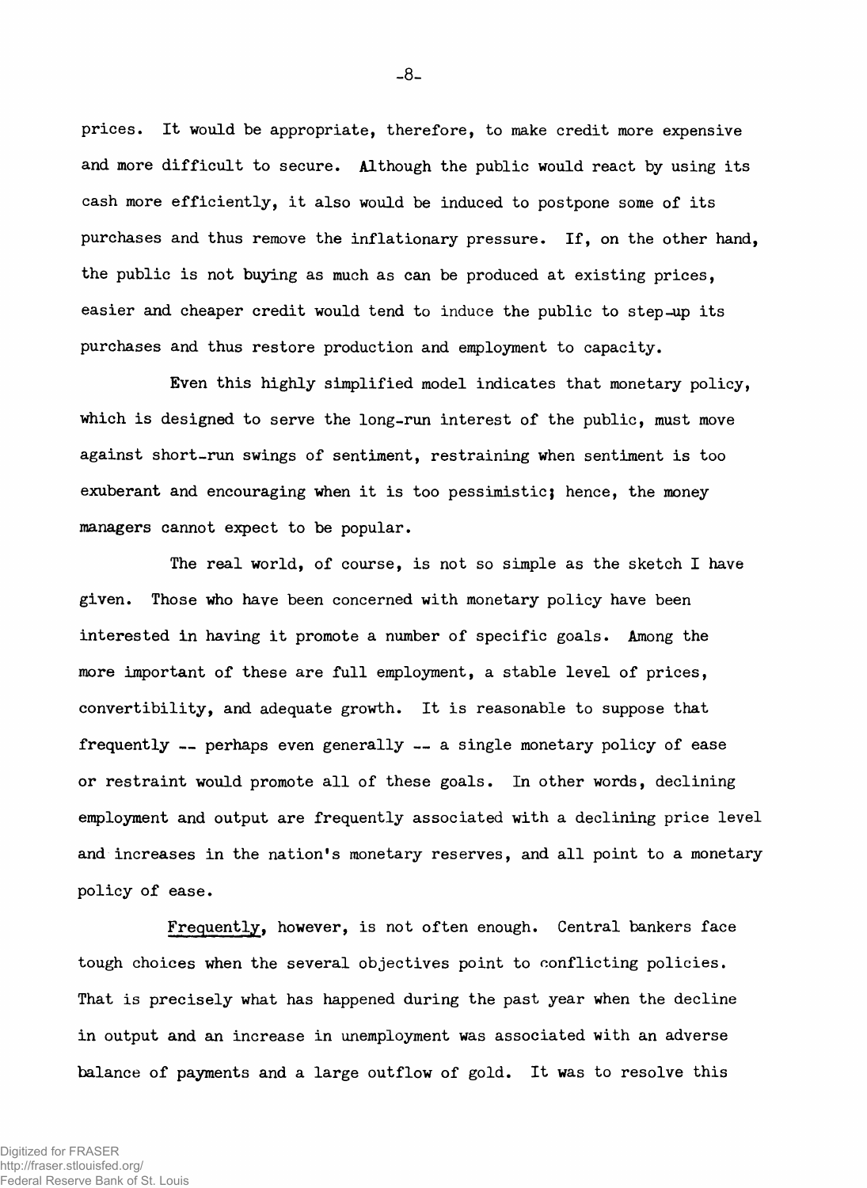prices. It would be appropriate, therefore, to make credit more expensive and more difficult to secure. Although the public would react by using its cash more efficiently, it also would be induced to postpone some of its purchases and thus remove the inflationary pressure. If, on the other hand, the public is not buying as much as can be produced at existing prices, easier and cheaper credit would tend to induce the public to step-up its purchases and thus restore production and employment to capacity.

Even this highly simplified model indicates that monetary policy, which is designed to serve the long-run interest of the public, must move against short-run swings of sentiment, restraining when sentiment is too exuberant and encouraging when it is too pessimistic; hence, the money managers cannot expect to be popular.

The real world, of course, is not so simple as the sketch I have given. Those who have been concerned with monetary policy have been interested in having it promote a number of specific goals. Among the more important of these are full employment, a stable level of prices, convertibility, and adequate growth. It is reasonable to suppose that frequently -- perhaps even generally -- a single monetary policy of ease or restraint would promote all of these goals. In other words, declining employment and output are frequently associated with a declining price level and increases in the nation's monetary reserves, and all point to a monetary policy of ease.

Frequently, however, is not often enough. Central bankers face tough choices when the several objectives point to conflicting policies. That is precisely what has happened during the past year when the decline in output and an increase in unemployment was associated with an adverse balance of payments and a large outflow of gold. It was to resolve this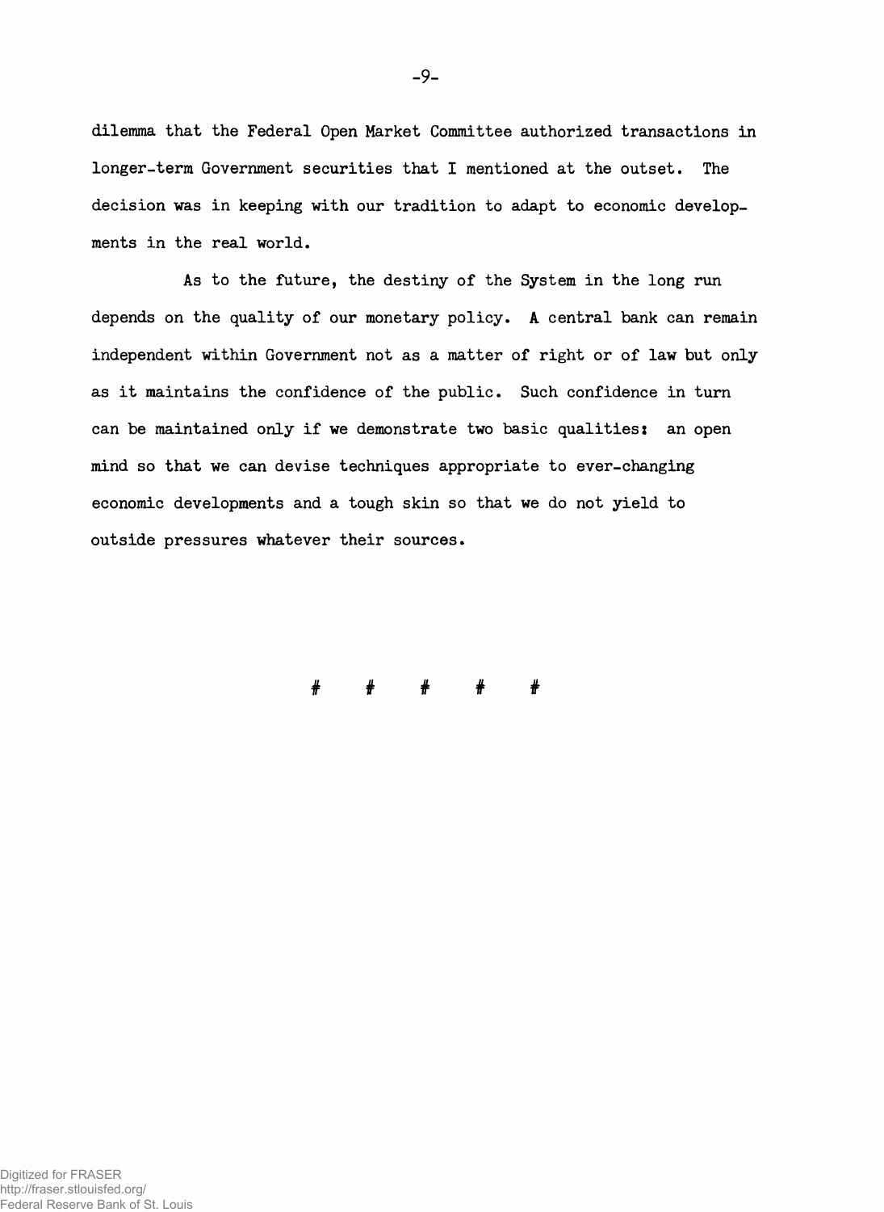dilemma that the Federal Open Market Committee authorized transactions in longer-term Government securities that I mentioned at the outset. The decision was in keeping with our tradition to adapt to economic developments in the real world.

As to the future, the destiny of the System in the long run depends on the quality of our monetary policy. A central bank can remain independent within Government not as a matter of right or of law but only as it maintains the confidence of the public. Such confidence in turn can be maintained only if we demonstrate two basic qualities: an open mind so that we can devise techniques appropriate to ever-changing economic developments and a tough skin so that we do not yield to outside pressures whatever their sources.

# # # # #